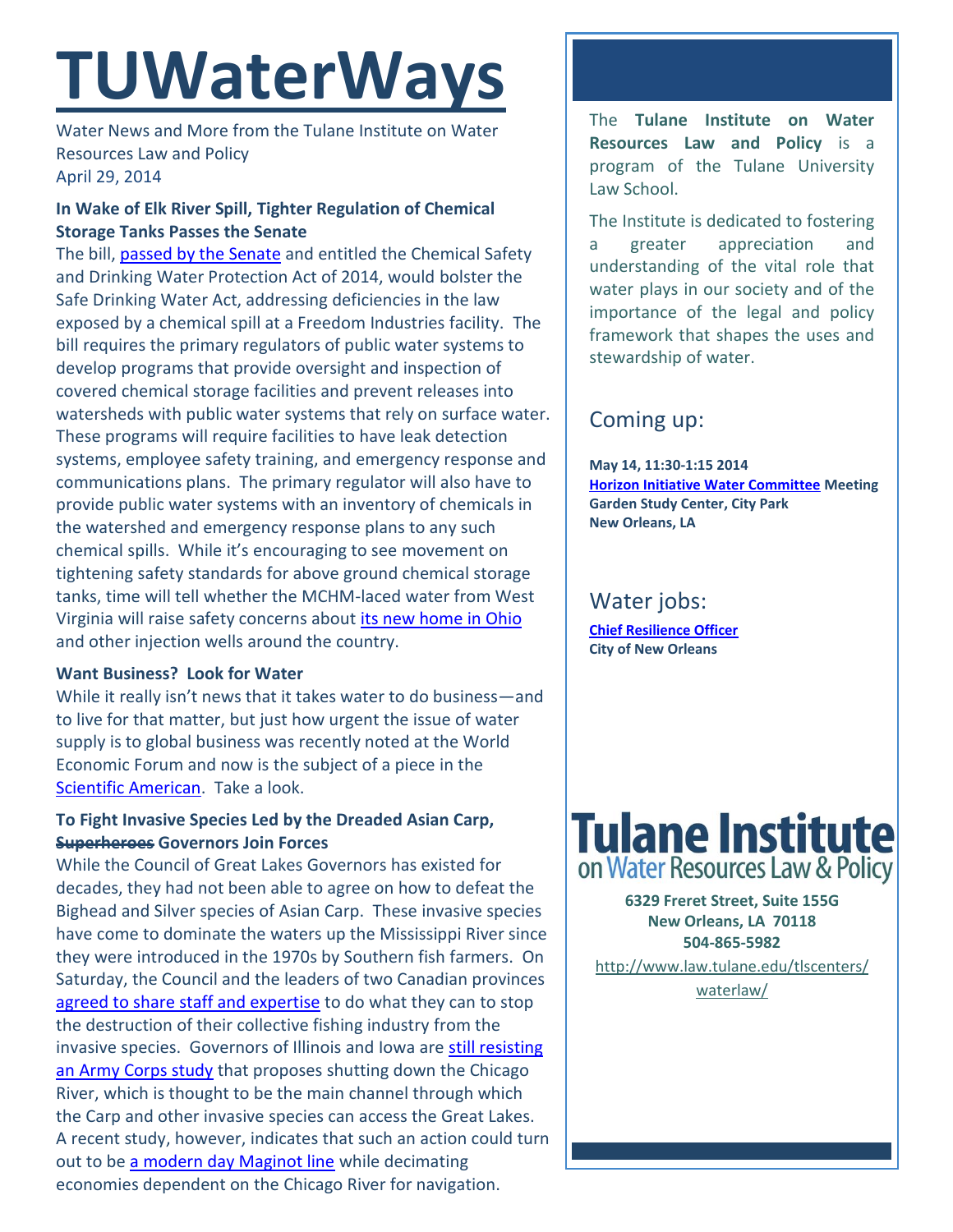# TUWaterWays

Water News and More from the Tulane Institute on Water Resources Law and Policy
April 29, 2014

### In Wake of Elk River Spill, Tighter Regulation of Chemical Storage Tanks Passes the Senate

The bill, passed by the Senate and entitled the Chemical Safety and Drinking Water Protection Act of 2014, would bolster the Safe Drinking Water Act, addressing deficiencies in the law exposed by a chemical spill at a Freedom Industries facility. The bill requires the primary regulators of public water systems to develop programs that provide oversight and inspection of covered chemical storage facilities and prevent releases into watersheds with public water systems that rely on surface water. These programs will require facilities to have leak detection systems, employee safety training, and emergency response and communications plans. The primary regulator will also have to provide public water systems with an inventory of chemicals in the watershed and emergency response plans to any such chemical spills. While it's encouraging to see movement on tightening safety standards for above ground chemical storage tanks, time will tell whether the MCHM-laced water from West Virginia will raise safety concerns about its new home in Ohio and other injection wells around the country.

### Want Business? Look for Water

While it really isn't news that it takes water to do business—and to live for that matter, but just how urgent the issue of water supply is to global business was recently noted at the World Economic Forum and now is the subject of a piece in the Scientific American. Take a look.

### To Fight Invasive Species Led by the Dreaded Asian Carp, ~~Superheroes~~ Governors Join Forces

While the Council of Great Lakes Governors has existed for decades, they had not been able to agree on how to defeat the Bighead and Silver species of Asian Carp. These invasive species have come to dominate the waters up the Mississippi River since they were introduced in the 1970s by Southern fish farmers. On Saturday, the Council and the leaders of two Canadian provinces agreed to share staff and expertise to do what they can to stop the destruction of their collective fishing industry from the invasive species. Governors of Illinois and Iowa are still resisting an Army Corps study that proposes shutting down the Chicago River, which is thought to be the main channel through which the Carp and other invasive species can access the Great Lakes. A recent study, however, indicates that such an action could turn out to be a modern day Maginot line while decimating economies dependent on the Chicago River for navigation.

---

The **Tulane Institute on Water Resources Law and Policy** is a program of the Tulane University Law School.

The Institute is dedicated to fostering a greater appreciation and understanding of the vital role that water plays in our society and of the importance of the legal and policy framework that shapes the uses and stewardship of water.

## Coming up:

**May 14, 11:30-1:15 2014**
**Horizon Initiative Water Committee Meeting**
**Garden Study Center, City Park**
**New Orleans, LA**

## Water jobs:

**Chief Resilience Officer**
**City of New Orleans**

**Tulane Institute on Water Resources Law & Policy**

**6329 Freret Street, Suite 155G**
**New Orleans, LA 70118**
**504-865-5982**

http://www.law.tulane.edu/tlscenters/waterlaw/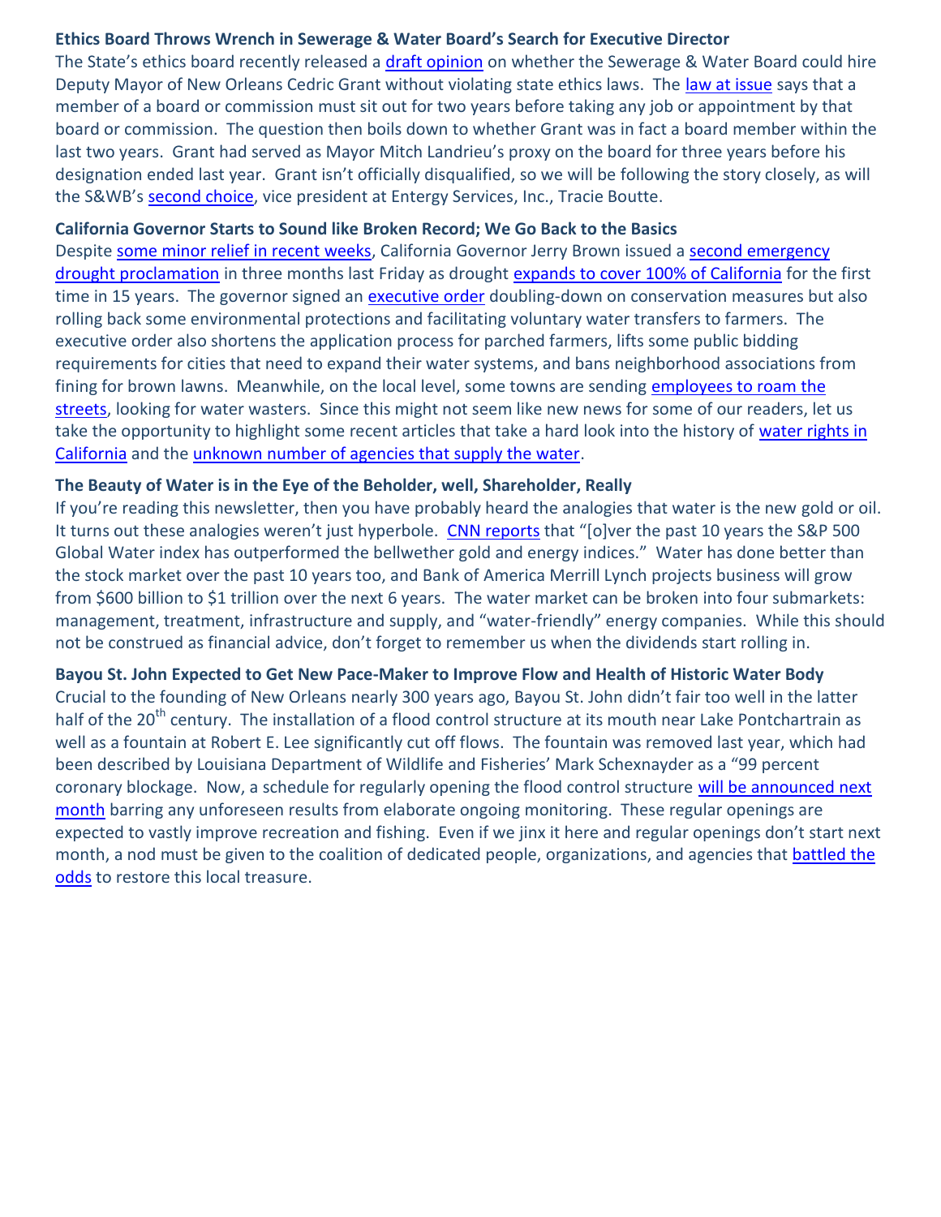**Ethics Board Throws Wrench in Sewerage & Water Board's Search for Executive Director**

The State's ethics board recently released a draft opinion on whether the Sewerage & Water Board could hire Deputy Mayor of New Orleans Cedric Grant without violating state ethics laws. The law at issue says that a member of a board or commission must sit out for two years before taking any job or appointment by that board or commission. The question then boils down to whether Grant was in fact a board member within the last two years. Grant had served as Mayor Mitch Landrieu's proxy on the board for three years before his designation ended last year. Grant isn't officially disqualified, so we will be following the story closely, as will the S&WB's second choice, vice president at Entergy Services, Inc., Tracie Boutte.

**California Governor Starts to Sound like Broken Record; We Go Back to the Basics**

Despite some minor relief in recent weeks, California Governor Jerry Brown issued a second emergency drought proclamation in three months last Friday as drought expands to cover 100% of California for the first time in 15 years. The governor signed an executive order doubling-down on conservation measures but also rolling back some environmental protections and facilitating voluntary water transfers to farmers. The executive order also shortens the application process for parched farmers, lifts some public bidding requirements for cities that need to expand their water systems, and bans neighborhood associations from fining for brown lawns. Meanwhile, on the local level, some towns are sending employees to roam the streets, looking for water wasters. Since this might not seem like new news for some of our readers, let us take the opportunity to highlight some recent articles that take a hard look into the history of water rights in California and the unknown number of agencies that supply the water.

**The Beauty of Water is in the Eye of the Beholder, well, Shareholder, Really**

If you're reading this newsletter, then you have probably heard the analogies that water is the new gold or oil. It turns out these analogies weren't just hyperbole. CNN reports that "[o]ver the past 10 years the S&P 500 Global Water index has outperformed the bellwether gold and energy indices." Water has done better than the stock market over the past 10 years too, and Bank of America Merrill Lynch projects business will grow from $600 billion to $1 trillion over the next 6 years. The water market can be broken into four submarkets: management, treatment, infrastructure and supply, and "water-friendly" energy companies. While this should not be construed as financial advice, don't forget to remember us when the dividends start rolling in.

**Bayou St. John Expected to Get New Pace-Maker to Improve Flow and Health of Historic Water Body**

Crucial to the founding of New Orleans nearly 300 years ago, Bayou St. John didn't fair too well in the latter half of the 20th century. The installation of a flood control structure at its mouth near Lake Pontchartrain as well as a fountain at Robert E. Lee significantly cut off flows. The fountain was removed last year, which had been described by Louisiana Department of Wildlife and Fisheries' Mark Schexnayder as a "99 percent coronary blockage. Now, a schedule for regularly opening the flood control structure will be announced next month barring any unforeseen results from elaborate ongoing monitoring. These regular openings are expected to vastly improve recreation and fishing. Even if we jinx it here and regular openings don't start next month, a nod must be given to the coalition of dedicated people, organizations, and agencies that battled the odds to restore this local treasure.